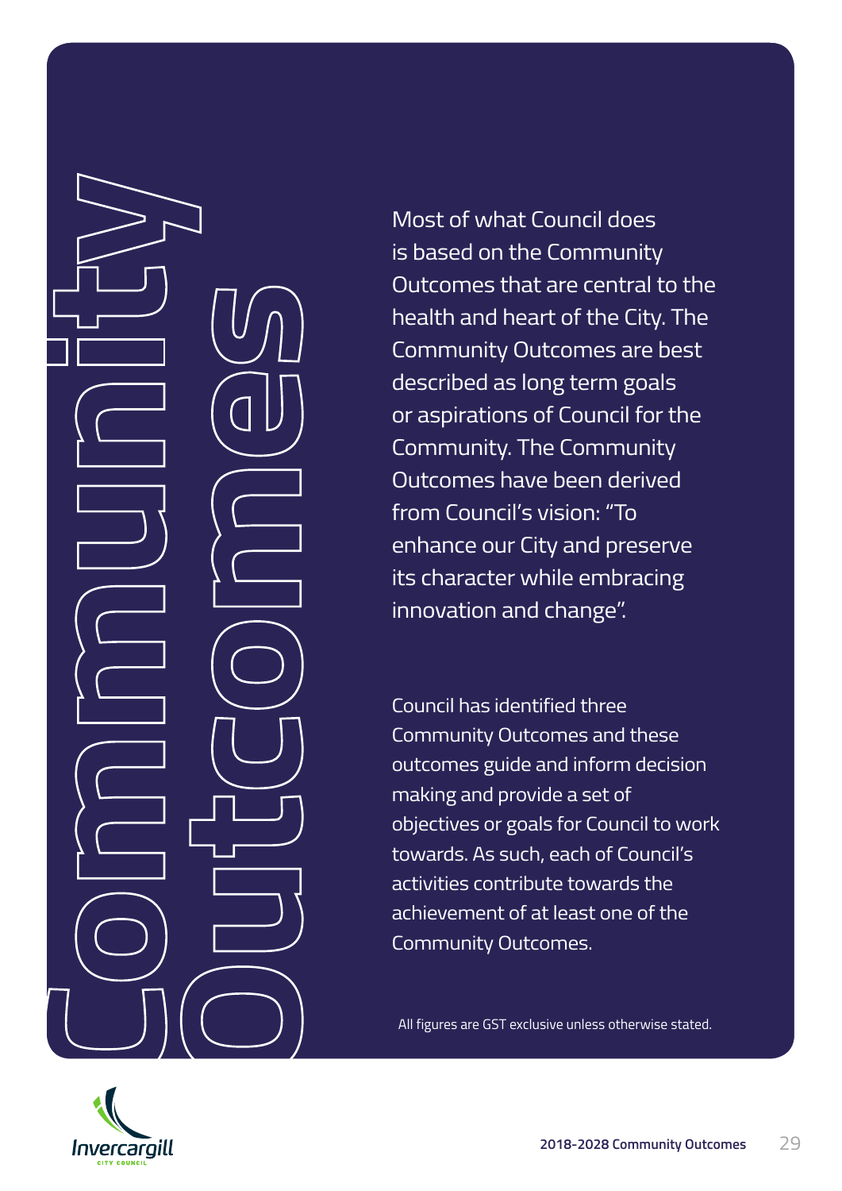# Community Outcomes

Most of what Council does is based on the Community Outcomes that are central to the health and heart of the City. The Community Outcomes are best described as long term goals or aspirations of Council for the Community. The Community Outcomes have been derived from Council's vision: "To enhance our City and preserve its character while embracing innovation and change".

Council has identified three Community Outcomes and these outcomes guide and inform decision making and provide a set of objectives or goals for Council to work towards. As such, each of Council's activities contribute towards the achievement of at least one of the Community Outcomes.

All figures are GST exclusive unless otherwise stated.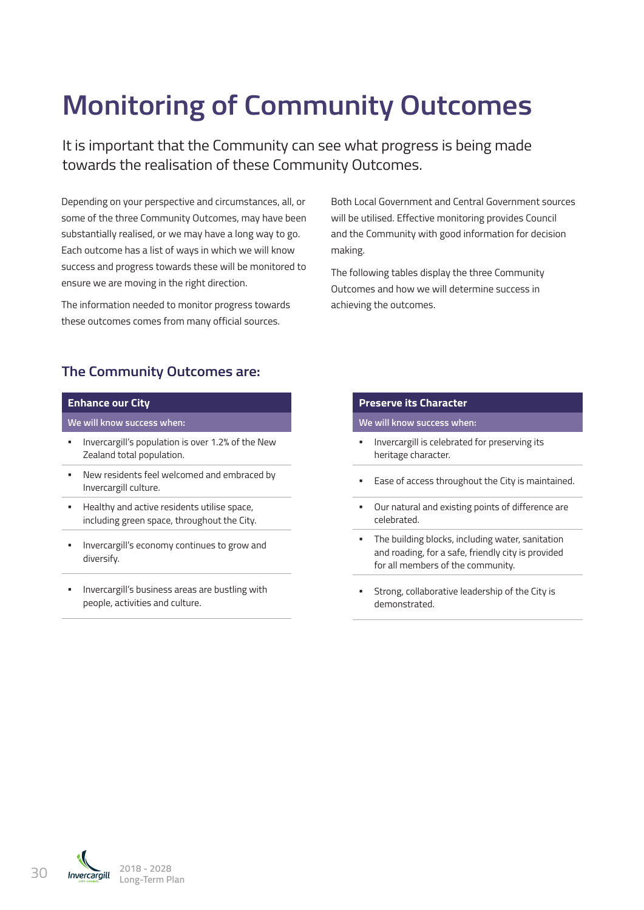# Monitoring of Community Outcomes

It is important that the Community can see what progress is being made towards the realisation of these Community Outcomes.

Depending on your perspective and circumstances, all, or some of the three Community Outcomes, may have been substantially realised, or we may have a long way to go. Each outcome has a list of ways in which we will know success and progress towards these will be monitored to ensure we are moving in the right direction.

The information needed to monitor progress towards these outcomes comes from many official sources.

Both Local Government and Central Government sources will be utilised. Effective monitoring provides Council and the Community with good information for decision making.

The following tables display the three Community Outcomes and how we will determine success in achieving the outcomes.

## The Community Outcomes are:

| Enhance our City |
|---|
| We will know success when: |
| ▪ Invercargill's population is over 1.2% of the New Zealand total population. |
| ▪ New residents feel welcomed and embraced by Invercargill culture. |
| ▪ Healthy and active residents utilise space, including green space, throughout the City. |
| ▪ Invercargill's economy continues to grow and diversify. |
| ▪ Invercargill's business areas are bustling with people, activities and culture. |

| Preserve its Character |
|---|
| We will know success when: |
| ▪ Invercargill is celebrated for preserving its heritage character. |
| ▪ Ease of access throughout the City is maintained. |
| ▪ Our natural and existing points of difference are celebrated. |
| ▪ The building blocks, including water, sanitation and roading, for a safe, friendly city is provided for all members of the community. |
| ▪ Strong, collaborative leadership of the City is demonstrated. |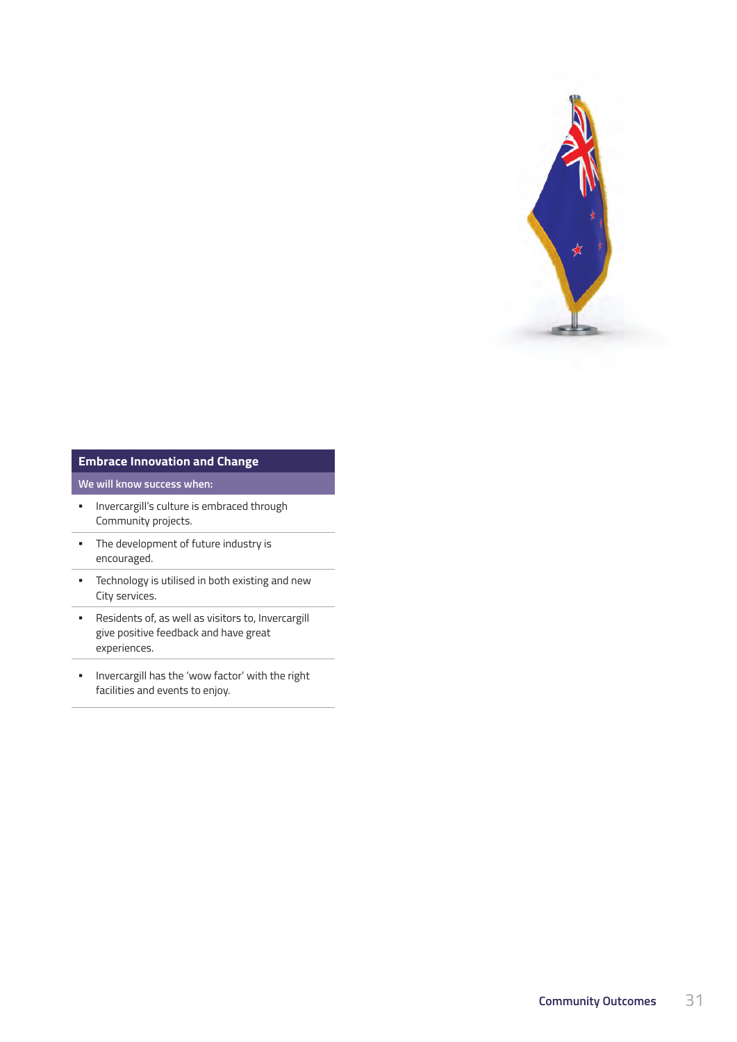## Embrace Innovation and Change

**We will know success when:**

- Invercargill's culture is embraced through Community projects.
- The development of future industry is encouraged.
- Technology is utilised in both existing and new City services.
- Residents of, as well as visitors to, Invercargill give positive feedback and have great experiences.
- Invercargill has the 'wow factor' with the right facilities and events to enjoy.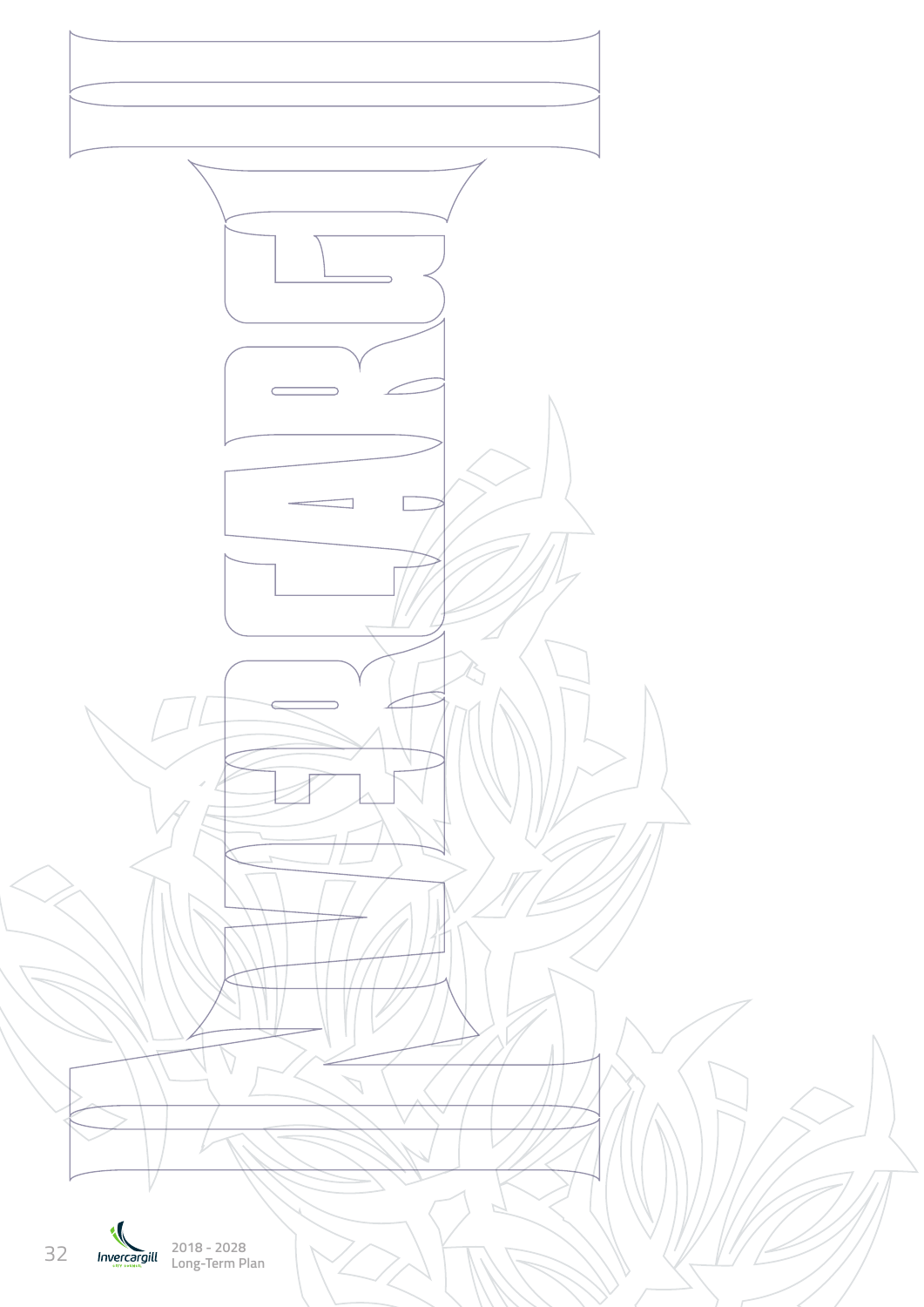INVERCARGILL